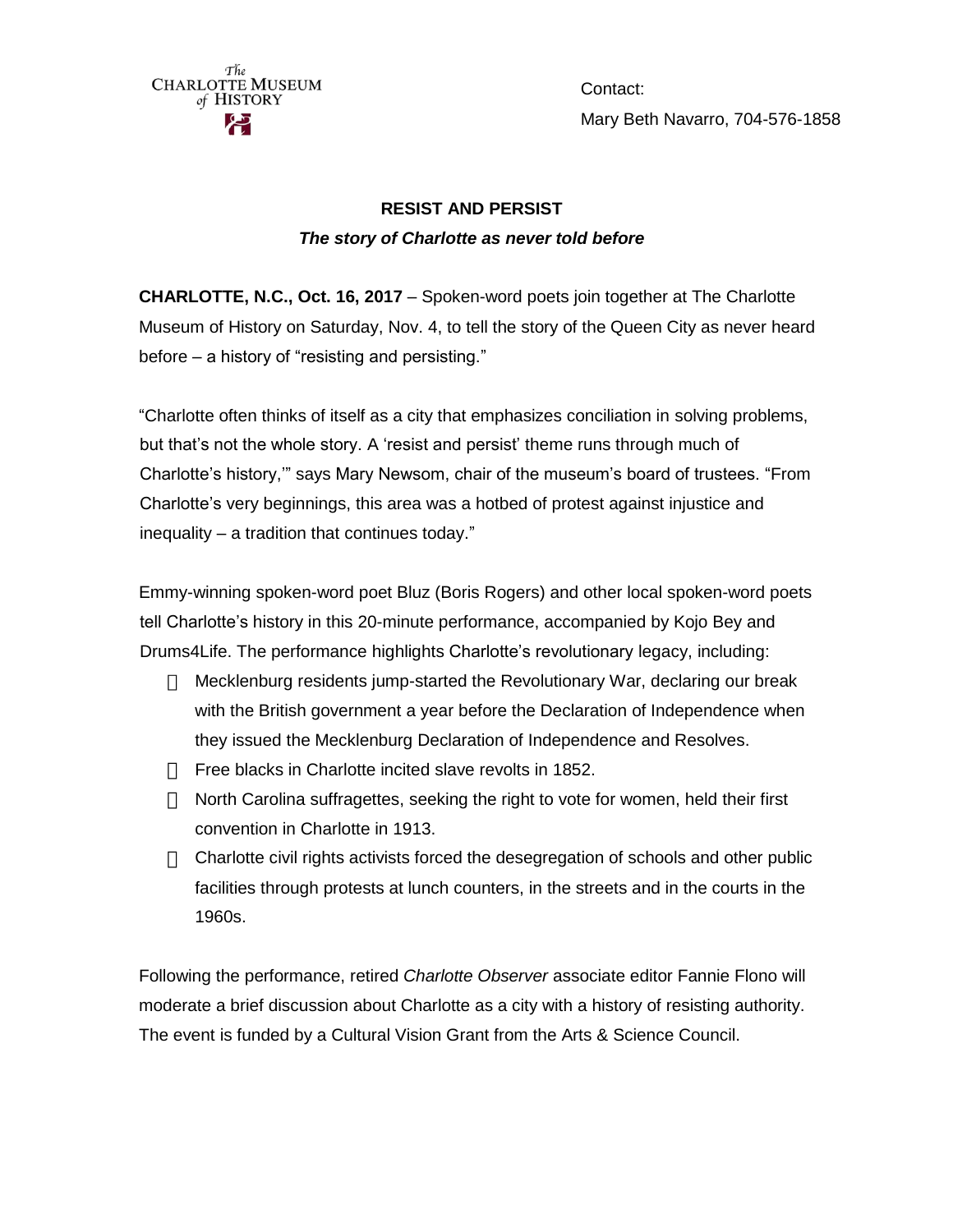The Charlotte Museum of History

Contact:

Mary Beth Navarro, 704-576-1858

**RESIST AND PERSIST**

***The story of Charlotte as never told before***

**CHARLOTTE, N.C., Oct. 16, 2017** – Spoken-word poets join together at The Charlotte Museum of History on Saturday, Nov. 4, to tell the story of the Queen City as never heard before – a history of "resisting and persisting."

"Charlotte often thinks of itself as a city that emphasizes conciliation in solving problems, but that's not the whole story. A 'resist and persist' theme runs through much of Charlotte's history,'" says Mary Newsom, chair of the museum's board of trustees. "From Charlotte's very beginnings, this area was a hotbed of protest against injustice and inequality – a tradition that continues today."

Emmy-winning spoken-word poet Bluz (Boris Rogers) and other local spoken-word poets tell Charlotte's history in this 20-minute performance, accompanied by Kojo Bey and Drums4Life. The performance highlights Charlotte's revolutionary legacy, including:

- Mecklenburg residents jump-started the Revolutionary War, declaring our break with the British government a year before the Declaration of Independence when they issued the Mecklenburg Declaration of Independence and Resolves.
- Free blacks in Charlotte incited slave revolts in 1852.
- North Carolina suffragettes, seeking the right to vote for women, held their first convention in Charlotte in 1913.
- Charlotte civil rights activists forced the desegregation of schools and other public facilities through protests at lunch counters, in the streets and in the courts in the 1960s.

Following the performance, retired *Charlotte Observer* associate editor Fannie Flono will moderate a brief discussion about Charlotte as a city with a history of resisting authority. The event is funded by a Cultural Vision Grant from the Arts & Science Council.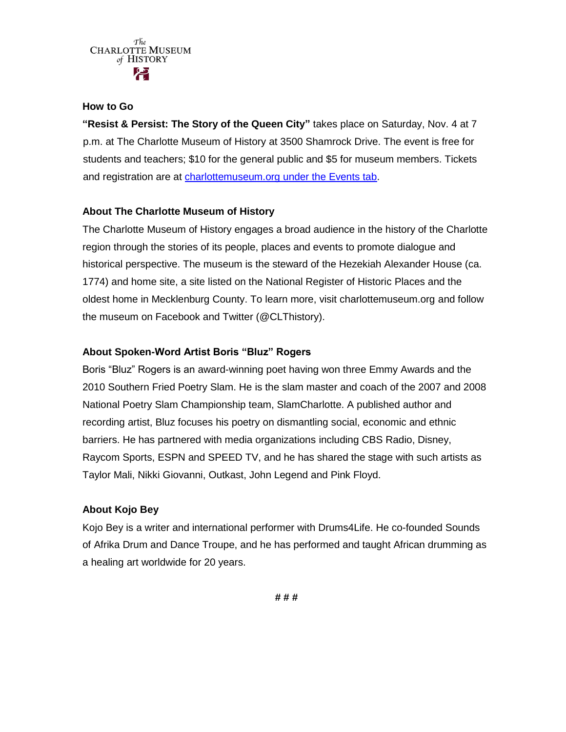**How to Go**

**"Resist & Persist: The Story of the Queen City"** takes place on Saturday, Nov. 4 at 7 p.m. at The Charlotte Museum of History at 3500 Shamrock Drive. The event is free for students and teachers; $10 for the general public and $5 for museum members. Tickets and registration are at [charlottemuseum.org under the Events tab](charlottemuseum.org).

**About The Charlotte Museum of History**

The Charlotte Museum of History engages a broad audience in the history of the Charlotte region through the stories of its people, places and events to promote dialogue and historical perspective. The museum is the steward of the Hezekiah Alexander House (ca. 1774) and home site, a site listed on the National Register of Historic Places and the oldest home in Mecklenburg County. To learn more, visit charlottemuseum.org and follow the museum on Facebook and Twitter (@CLThistory).

**About Spoken-Word Artist Boris "Bluz" Rogers**

Boris "Bluz" Rogers is an award-winning poet having won three Emmy Awards and the 2010 Southern Fried Poetry Slam. He is the slam master and coach of the 2007 and 2008 National Poetry Slam Championship team, SlamCharlotte. A published author and recording artist, Bluz focuses his poetry on dismantling social, economic and ethnic barriers. He has partnered with media organizations including CBS Radio, Disney, Raycom Sports, ESPN and SPEED TV, and he has shared the stage with such artists as Taylor Mali, Nikki Giovanni, Outkast, John Legend and Pink Floyd.

**About Kojo Bey**

Kojo Bey is a writer and international performer with Drums4Life. He co-founded Sounds of Afrika Drum and Dance Troupe, and he has performed and taught African drumming as a healing art worldwide for 20 years.

# # #